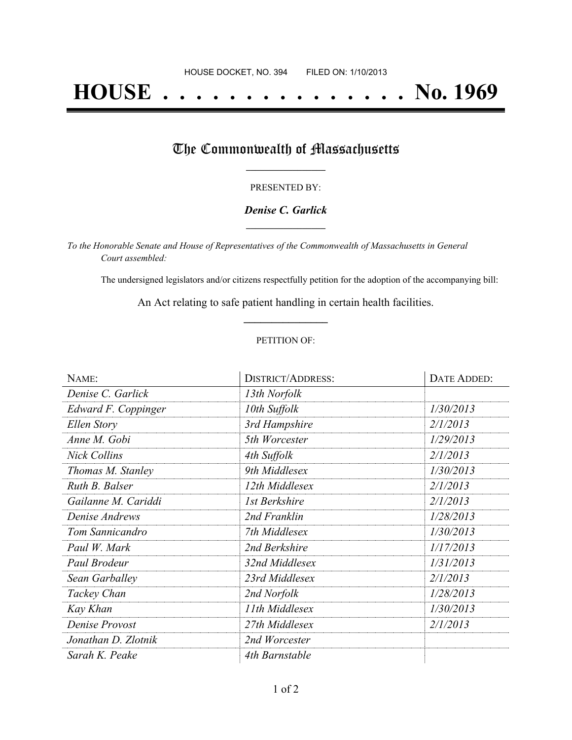HOUSE DOCKET, NO. 394        FILED ON: 1/10/2013

# HOUSE . . . . . . . . . . . . . . . . No. 1969

## The Commonwealth of Massachusetts

PRESENTED BY:

***Denise C. Garlick***

*To the Honorable Senate and House of Representatives of the Commonwealth of Massachusetts in General Court assembled:*

The undersigned legislators and/or citizens respectfully petition for the adoption of the accompanying bill:

An Act relating to safe patient handling in certain health facilities.

PETITION OF:

| NAME: | DISTRICT/ADDRESS: | DATE ADDED: |
| --- | --- | --- |
| *Denise C. Garlick* | *13th Norfolk* | |
| *Edward F. Coppinger* | *10th Suffolk* | *1/30/2013* |
| *Ellen Story* | *3rd Hampshire* | *2/1/2013* |
| *Anne M. Gobi* | *5th Worcester* | *1/29/2013* |
| *Nick Collins* | *4th Suffolk* | *2/1/2013* |
| *Thomas M. Stanley* | *9th Middlesex* | *1/30/2013* |
| *Ruth B. Balser* | *12th Middlesex* | *2/1/2013* |
| *Gailanne M. Cariddi* | *1st Berkshire* | *2/1/2013* |
| *Denise Andrews* | *2nd Franklin* | *1/28/2013* |
| *Tom Sannicandro* | *7th Middlesex* | *1/30/2013* |
| *Paul W. Mark* | *2nd Berkshire* | *1/17/2013* |
| *Paul Brodeur* | *32nd Middlesex* | *1/31/2013* |
| *Sean Garballey* | *23rd Middlesex* | *2/1/2013* |
| *Tackey Chan* | *2nd Norfolk* | *1/28/2013* |
| *Kay Khan* | *11th Middlesex* | *1/30/2013* |
| *Denise Provost* | *27th Middlesex* | *2/1/2013* |
| *Jonathan D. Zlotnik* | *2nd Worcester* | |
| *Sarah K. Peake* | *4th Barnstable* | |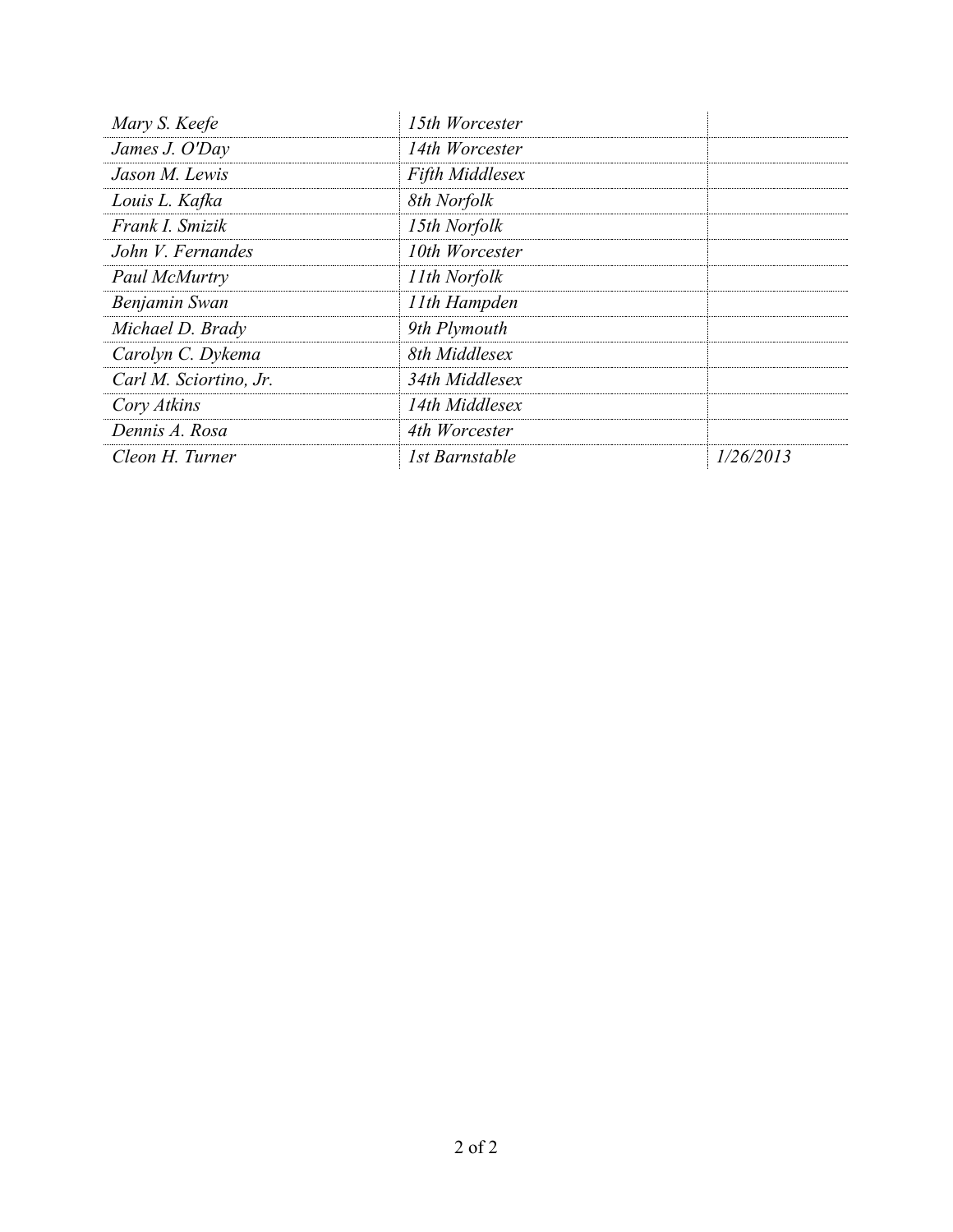| | | |
|---|---|---|
| *Mary S. Keefe* | *15th Worcester* | |
| *James J. O'Day* | *14th Worcester* | |
| *Jason M. Lewis* | *Fifth Middlesex* | |
| *Louis L. Kafka* | *8th Norfolk* | |
| *Frank I. Smizik* | *15th Norfolk* | |
| *John V. Fernandes* | *10th Worcester* | |
| *Paul McMurtry* | *11th Norfolk* | |
| *Benjamin Swan* | *11th Hampden* | |
| *Michael D. Brady* | *9th Plymouth* | |
| *Carolyn C. Dykema* | *8th Middlesex* | |
| *Carl M. Sciortino, Jr.* | *34th Middlesex* | |
| *Cory Atkins* | *14th Middlesex* | |
| *Dennis A. Rosa* | *4th Worcester* | |
| *Cleon H. Turner* | *1st Barnstable* | *1/26/2013* |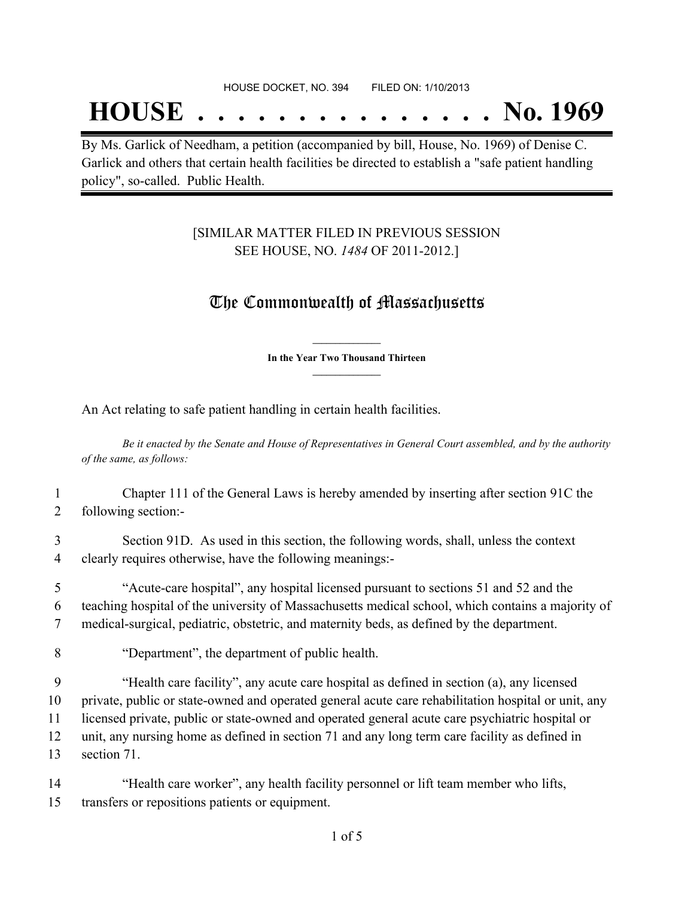HOUSE DOCKET, NO. 394        FILED ON: 1/10/2013

# HOUSE . . . . . . . . . . . . . . . No. 1969

By Ms. Garlick of Needham, a petition (accompanied by bill, House, No. 1969) of Denise C. Garlick and others that certain health facilities be directed to establish a "safe patient handling policy", so-called. Public Health.

[SIMILAR MATTER FILED IN PREVIOUS SESSION SEE HOUSE, NO. *1484* OF 2011-2012.]

## The Commonwealth of Massachusetts

**In the Year Two Thousand Thirteen**

An Act relating to safe patient handling in certain health facilities.

*Be it enacted by the Senate and House of Representatives in General Court assembled, and by the authority of the same, as follows:*

1 Chapter 111 of the General Laws is hereby amended by inserting after section 91C the
2 following section:-

3 Section 91D. As used in this section, the following words, shall, unless the context
4 clearly requires otherwise, have the following meanings:-

5 "Acute-care hospital", any hospital licensed pursuant to sections 51 and 52 and the
6 teaching hospital of the university of Massachusetts medical school, which contains a majority of
7 medical-surgical, pediatric, obstetric, and maternity beds, as defined by the department.

8 "Department", the department of public health.

9 "Health care facility", any acute care hospital as defined in section (a), any licensed
10 private, public or state-owned and operated general acute care rehabilitation hospital or unit, any
11 licensed private, public or state-owned and operated general acute care psychiatric hospital or
12 unit, any nursing home as defined in section 71 and any long term care facility as defined in
13 section 71.

14 "Health care worker", any health facility personnel or lift team member who lifts,
15 transfers or repositions patients or equipment.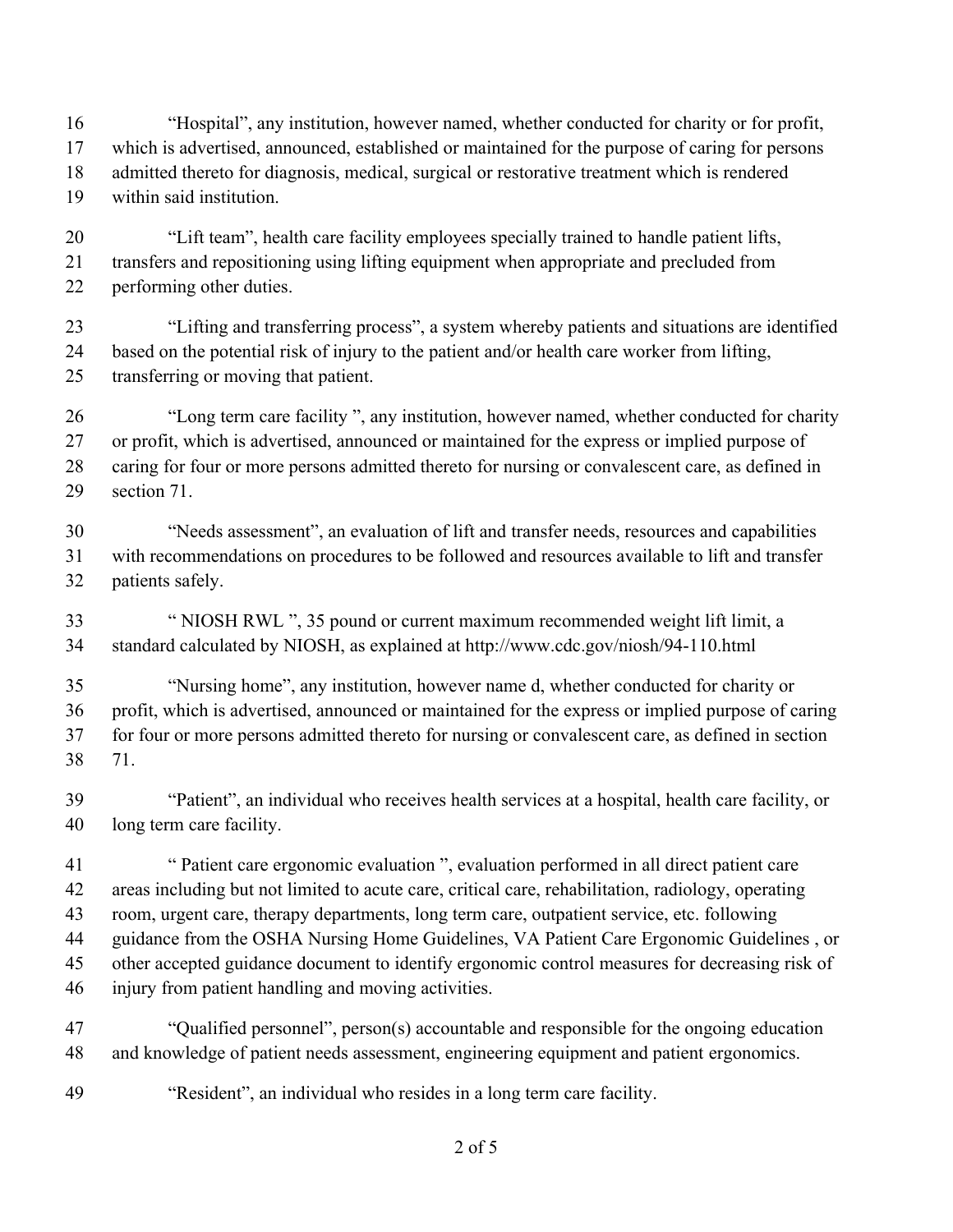"Hospital", any institution, however named, whether conducted for charity or for profit, which is advertised, announced, established or maintained for the purpose of caring for persons admitted thereto for diagnosis, medical, surgical or restorative treatment which is rendered within said institution.

"Lift team", health care facility employees specially trained to handle patient lifts, transfers and repositioning using lifting equipment when appropriate and precluded from performing other duties.

"Lifting and transferring process", a system whereby patients and situations are identified based on the potential risk of injury to the patient and/or health care worker from lifting, transferring or moving that patient.

"Long term care facility ", any institution, however named, whether conducted for charity or profit, which is advertised, announced or maintained for the express or implied purpose of caring for four or more persons admitted thereto for nursing or convalescent care, as defined in section 71.

"Needs assessment", an evaluation of lift and transfer needs, resources and capabilities with recommendations on procedures to be followed and resources available to lift and transfer patients safely.

" NIOSH RWL ", 35 pound or current maximum recommended weight lift limit, a standard calculated by NIOSH, as explained at http://www.cdc.gov/niosh/94-110.html

"Nursing home", any institution, however name d, whether conducted for charity or profit, which is advertised, announced or maintained for the express or implied purpose of caring for four or more persons admitted thereto for nursing or convalescent care, as defined in section 71.

"Patient", an individual who receives health services at a hospital, health care facility, or long term care facility.

" Patient care ergonomic evaluation ", evaluation performed in all direct patient care areas including but not limited to acute care, critical care, rehabilitation, radiology, operating room, urgent care, therapy departments, long term care, outpatient service, etc. following guidance from the OSHA Nursing Home Guidelines, VA Patient Care Ergonomic Guidelines , or other accepted guidance document to identify ergonomic control measures for decreasing risk of injury from patient handling and moving activities.

"Qualified personnel", person(s) accountable and responsible for the ongoing education and knowledge of patient needs assessment, engineering equipment and patient ergonomics.

"Resident", an individual who resides in a long term care facility.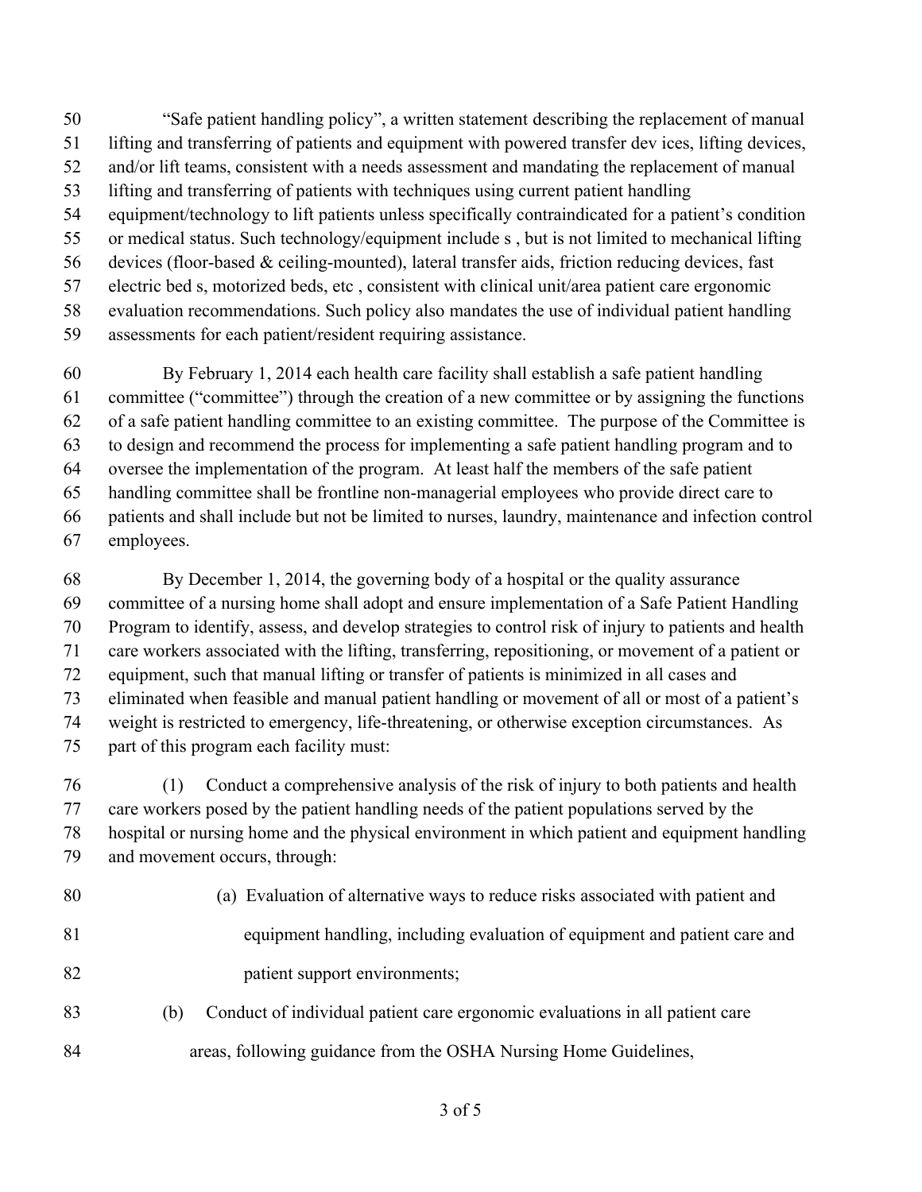“Safe patient handling policy”, a written statement describing the replacement of manual lifting and transferring of patients and equipment with powered transfer dev ices, lifting devices, and/or lift teams, consistent with a needs assessment and mandating the replacement of manual lifting and transferring of patients with techniques using current patient handling equipment/technology to lift patients unless specifically contraindicated for a patient’s condition or medical status. Such technology/equipment include s , but is not limited to mechanical lifting devices (floor-based & ceiling-mounted), lateral transfer aids, friction reducing devices, fast electric bed s, motorized beds, etc , consistent with clinical unit/area patient care ergonomic evaluation recommendations. Such policy also mandates the use of individual patient handling assessments for each patient/resident requiring assistance.

By February 1, 2014 each health care facility shall establish a safe patient handling committee (“committee”) through the creation of a new committee or by assigning the functions of a safe patient handling committee to an existing committee. The purpose of the Committee is to design and recommend the process for implementing a safe patient handling program and to oversee the implementation of the program. At least half the members of the safe patient handling committee shall be frontline non-managerial employees who provide direct care to patients and shall include but not be limited to nurses, laundry, maintenance and infection control employees.

By December 1, 2014, the governing body of a hospital or the quality assurance committee of a nursing home shall adopt and ensure implementation of a Safe Patient Handling Program to identify, assess, and develop strategies to control risk of injury to patients and health care workers associated with the lifting, transferring, repositioning, or movement of a patient or equipment, such that manual lifting or transfer of patients is minimized in all cases and eliminated when feasible and manual patient handling or movement of all or most of a patient’s weight is restricted to emergency, life-threatening, or otherwise exception circumstances. As part of this program each facility must:

(1) Conduct a comprehensive analysis of the risk of injury to both patients and health care workers posed by the patient handling needs of the patient populations served by the hospital or nursing home and the physical environment in which patient and equipment handling and movement occurs, through:

(a) Evaluation of alternative ways to reduce risks associated with patient and equipment handling, including evaluation of equipment and patient care and patient support environments;

(b) Conduct of individual patient care ergonomic evaluations in all patient care areas, following guidance from the OSHA Nursing Home Guidelines,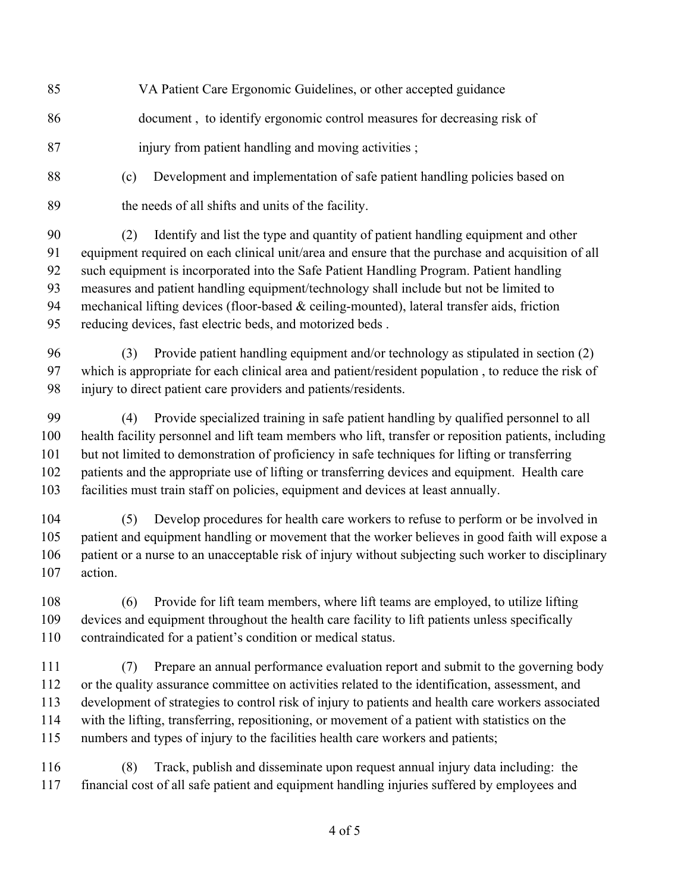VA Patient Care Ergonomic Guidelines, or other accepted guidance document , to identify ergonomic control measures for decreasing risk of injury from patient handling and moving activities ;

(c) Development and implementation of safe patient handling policies based on the needs of all shifts and units of the facility.

(2) Identify and list the type and quantity of patient handling equipment and other equipment required on each clinical unit/area and ensure that the purchase and acquisition of all such equipment is incorporated into the Safe Patient Handling Program. Patient handling measures and patient handling equipment/technology shall include but not be limited to mechanical lifting devices (floor-based & ceiling-mounted), lateral transfer aids, friction reducing devices, fast electric beds, and motorized beds .

(3) Provide patient handling equipment and/or technology as stipulated in section (2) which is appropriate for each clinical area and patient/resident population , to reduce the risk of injury to direct patient care providers and patients/residents.

(4) Provide specialized training in safe patient handling by qualified personnel to all health facility personnel and lift team members who lift, transfer or reposition patients, including but not limited to demonstration of proficiency in safe techniques for lifting or transferring patients and the appropriate use of lifting or transferring devices and equipment. Health care facilities must train staff on policies, equipment and devices at least annually.

(5) Develop procedures for health care workers to refuse to perform or be involved in patient and equipment handling or movement that the worker believes in good faith will expose a patient or a nurse to an unacceptable risk of injury without subjecting such worker to disciplinary action.

(6) Provide for lift team members, where lift teams are employed, to utilize lifting devices and equipment throughout the health care facility to lift patients unless specifically contraindicated for a patient's condition or medical status.

(7) Prepare an annual performance evaluation report and submit to the governing body or the quality assurance committee on activities related to the identification, assessment, and development of strategies to control risk of injury to patients and health care workers associated with the lifting, transferring, repositioning, or movement of a patient with statistics on the numbers and types of injury to the facilities health care workers and patients;

(8) Track, publish and disseminate upon request annual injury data including: the financial cost of all safe patient and equipment handling injuries suffered by employees and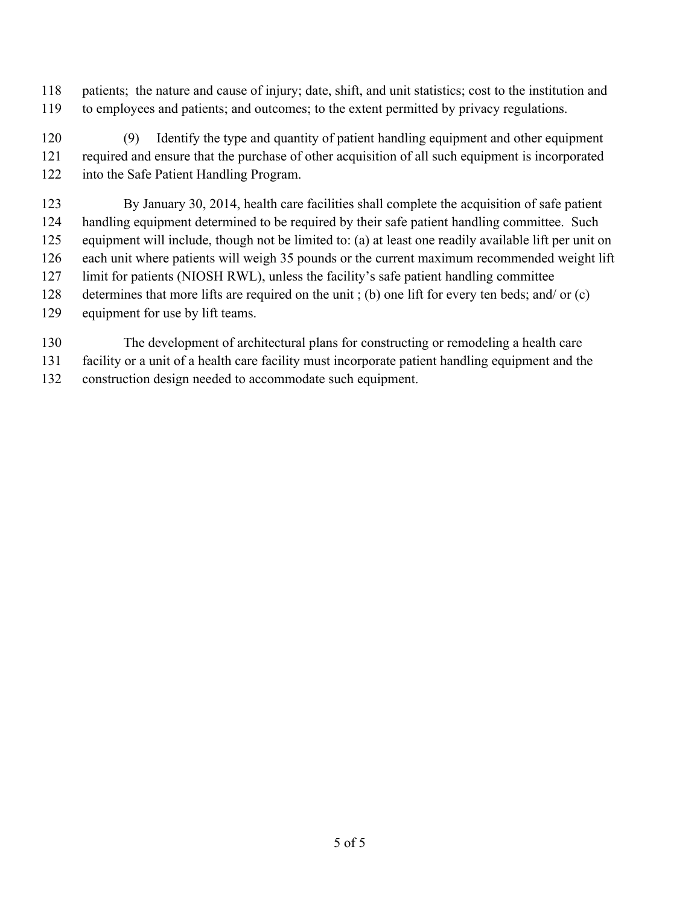patients; the nature and cause of injury; date, shift, and unit statistics; cost to the institution and to employees and patients; and outcomes; to the extent permitted by privacy regulations.

(9) Identify the type and quantity of patient handling equipment and other equipment required and ensure that the purchase of other acquisition of all such equipment is incorporated into the Safe Patient Handling Program.

By January 30, 2014, health care facilities shall complete the acquisition of safe patient handling equipment determined to be required by their safe patient handling committee. Such equipment will include, though not be limited to: (a) at least one readily available lift per unit on each unit where patients will weigh 35 pounds or the current maximum recommended weight lift limit for patients (NIOSH RWL), unless the facility's safe patient handling committee determines that more lifts are required on the unit ; (b) one lift for every ten beds; and/ or (c) equipment for use by lift teams.

The development of architectural plans for constructing or remodeling a health care facility or a unit of a health care facility must incorporate patient handling equipment and the construction design needed to accommodate such equipment.